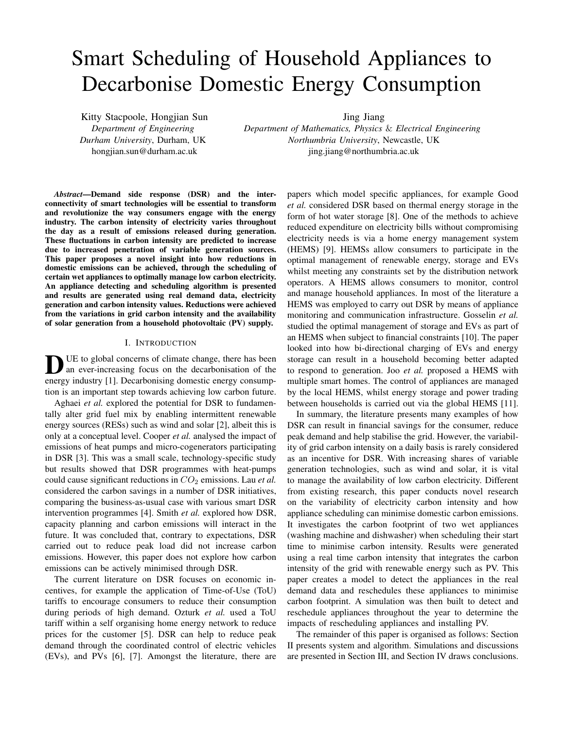# Smart Scheduling of Household Appliances to Decarbonise Domestic Energy Consumption

Kitty Stacpoole, Hongjian Sun
*Department of Engineering*
*Durham University*, Durham, UK
hongjian.sun@durham.ac.uk

Jing Jiang
*Department of Mathematics, Physics & Electrical Engineering*
*Northumbria University*, Newcastle, UK
jing.jiang@northumbria.ac.uk

***Abstract*—Demand side response (DSR) and the interconnectivity of smart technologies will be essential to transform and revolutionize the way consumers engage with the energy industry. The carbon intensity of electricity varies throughout the day as a result of emissions released during generation. These fluctuations in carbon intensity are predicted to increase due to increased penetration of variable generation sources. This paper proposes a novel insight into how reductions in domestic emissions can be achieved, through the scheduling of certain wet appliances to optimally manage low carbon electricity. An appliance detecting and scheduling algorithm is presented and results are generated using real demand data, electricity generation and carbon intensity values. Reductions were achieved from the variations in grid carbon intensity and the availability of solar generation from a household photovoltaic (PV) supply.**

## I. Introduction

Due to global concerns of climate change, there has been an ever-increasing focus on the decarbonisation of the energy industry [1]. Decarbonising domestic energy consumption is an important step towards achieving low carbon future.

Aghaei *et al.* explored the potential for DSR to fundamentally alter grid fuel mix by enabling intermittent renewable energy sources (RESs) such as wind and solar [2], albeit this is only at a conceptual level. Cooper *et al.* analysed the impact of emissions of heat pumps and micro-cogenerators participating in DSR [3]. This was a small scale, technology-specific study but results showed that DSR programmes with heat-pumps could cause significant reductions in $CO_2$ emissions. Lau *et al.* considered the carbon savings in a number of DSR initiatives, comparing the business-as-usual case with various smart DSR intervention programmes [4]. Smith *et al.* explored how DSR, capacity planning and carbon emissions will interact in the future. It was concluded that, contrary to expectations, DSR carried out to reduce peak load did not increase carbon emissions. However, this paper does not explore how carbon emissions can be actively minimised through DSR.

The current literature on DSR focuses on economic incentives, for example the application of Time-of-Use (ToU) tariffs to encourage consumers to reduce their consumption during periods of high demand. Ozturk *et al.* used a ToU tariff within a self organising home energy network to reduce prices for the customer [5]. DSR can help to reduce peak demand through the coordinated control of electric vehicles (EVs), and PVs [6], [7]. Amongst the literature, there are papers which model specific appliances, for example Good *et al.* considered DSR based on thermal energy storage in the form of hot water storage [8]. One of the methods to achieve reduced expenditure on electricity bills without compromising electricity needs is via a home energy management system (HEMS) [9]. HEMSs allow consumers to participate in the optimal management of renewable energy, storage and EVs whilst meeting any constraints set by the distribution network operators. A HEMS allows consumers to monitor, control and manage household appliances. In most of the literature a HEMS was employed to carry out DSR by means of appliance monitoring and communication infrastructure. Gosselin *et al.* studied the optimal management of storage and EVs as part of an HEMS when subject to financial constraints [10]. The paper looked into how bi-directional charging of EVs and energy storage can result in a household becoming better adapted to respond to generation. Joo *et al.* proposed a HEMS with multiple smart homes. The control of appliances are managed by the local HEMS, whilst energy storage and power trading between households is carried out via the global HEMS [11].

In summary, the literature presents many examples of how DSR can result in financial savings for the consumer, reduce peak demand and help stabilise the grid. However, the variability of grid carbon intensity on a daily basis is rarely considered as an incentive for DSR. With increasing shares of variable generation technologies, such as wind and solar, it is vital to manage the availability of low carbon electricity. Different from existing research, this paper conducts novel research on the variability of electricity carbon intensity and how appliance scheduling can minimise domestic carbon emissions. It investigates the carbon footprint of two wet appliances (washing machine and dishwasher) when scheduling their start time to minimise carbon intensity. Results were generated using a real time carbon intensity that integrates the carbon intensity of the grid with renewable energy such as PV. This paper creates a model to detect the appliances in the real demand data and reschedules these appliances to minimise carbon footprint. A simulation was then built to detect and reschedule appliances throughout the year to determine the impacts of rescheduling appliances and installing PV.

The remainder of this paper is organised as follows: Section II presents system and algorithm. Simulations and discussions are presented in Section III, and Section IV draws conclusions.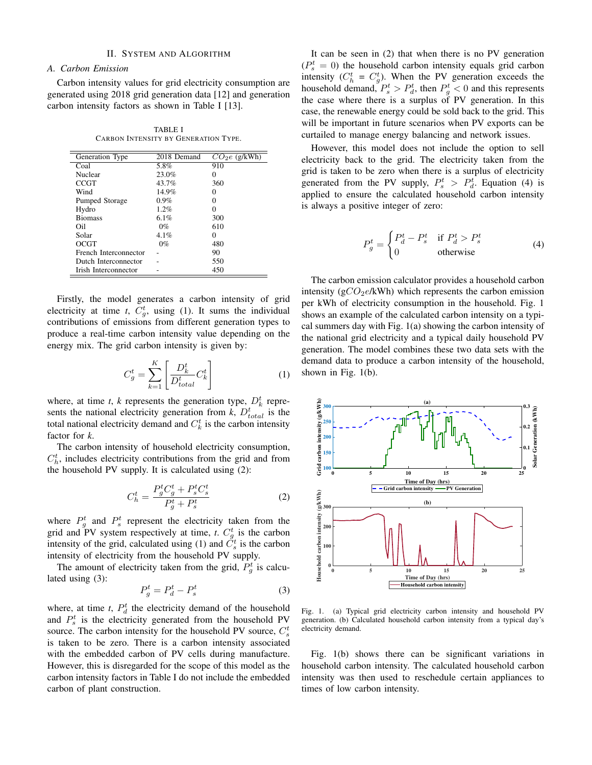## II. System and Algorithm

### A. Carbon Emission

Carbon intensity values for grid electricity consumption are generated using 2018 grid generation data [12] and generation carbon intensity factors as shown in Table I [13].

TABLE I
CARBON INTENSITY BY GENERATION TYPE.

| Generation Type | 2018 Demand | $CO_2e$ (g/kWh) |
|---|---|---|
| Coal | 5.8% | 910 |
| Nuclear | 23.0% | 0 |
| CCGT | 43.7% | 360 |
| Wind | 14.9% | 0 |
| Pumped Storage | 0.9% | 0 |
| Hydro | 1.2% | 0 |
| Biomass | 6.1% | 300 |
| Oil | 0% | 610 |
| Solar | 4.1% | 0 |
| OCGT | 0% | 480 |
| French Interconnector | - | 90 |
| Dutch Interconnector | - | 550 |
| Irish Interconnector | - | 450 |

Firstly, the model generates a carbon intensity of grid electricity at time $t$, $C_g^t$, using (1). It sums the individual contributions of emissions from different generation types to produce a real-time carbon intensity value depending on the energy mix. The grid carbon intensity is given by:

$$C_g^t = \sum_{k=1}^{K} \left[ \frac{D_k^t}{D_{total}^t} C_k^t \right] \tag{1}$$

where, at time $t$, $k$ represents the generation type, $D_k^t$ represents the national electricity generation from $k$, $D_{total}^t$ is the total national electricity demand and $C_k^t$ is the carbon intensity factor for $k$.

The carbon intensity of household electricity consumption, $C_h^t$, includes electricity contributions from the grid and from the household PV supply. It is calculated using (2):

$$C_h^t = \frac{P_g^t C_g^t + P_s^t C_s^t}{P_g^t + P_s^t} \tag{2}$$

where $P_g^t$ and $P_s^t$ represent the electricity taken from the grid and PV system respectively at time, $t$. $C_g^t$ is the carbon intensity of the grid, calculated using (1) and $C_s^t$ is the carbon intensity of electricity from the household PV supply.

The amount of electricity taken from the grid, $P_g^t$ is calculated using (3):

$$P_g^t = P_d^t - P_s^t \tag{3}$$

where, at time $t$, $P_d^t$ the electricity demand of the household and $P_s^t$ is the electricity generated from the household PV source. The carbon intensity for the household PV source, $C_s^t$ is taken to be zero. There is a carbon intensity associated with the embedded carbon of PV cells during manufacture. However, this is disregarded for the scope of this model as the carbon intensity factors in Table I do not include the embedded carbon of plant construction.

It can be seen in (2) that when there is no PV generation ($P_s^t = 0$) the household carbon intensity equals grid carbon intensity ($C_h^t = C_g^t$). When the PV generation exceeds the household demand, $P_s^t > P_d^t$, then $P_g^t < 0$ and this represents the case where there is a surplus of PV generation. In this case, the renewable energy could be sold back to the grid. This will be important in future scenarios when PV exports can be curtailed to manage energy balancing and network issues.

However, this model does not include the option to sell electricity back to the grid. The electricity taken from the grid is taken to be zero when there is a surplus of electricity generated from the PV supply, $P_s^t > P_d^t$. Equation (4) is applied to ensure the calculated household carbon intensity is always a positive integer of zero:

$$P_g^t = \begin{cases} P_d^t - P_s^t & \text{if } P_d^t > P_s^t \\ 0 & \text{otherwise} \end{cases} \tag{4}$$

The carbon emission calculator provides a household carbon intensity (g$CO_2e$/kWh) which represents the carbon emission per kWh of electricity consumption in the household. Fig. 1 shows an example of the calculated carbon intensity on a typical summers day with Fig. 1(a) showing the carbon intensity of the national grid electricity and a typical daily household PV generation. The model combines these two data sets with the demand data to produce a carbon intensity of the household, shown in Fig. 1(b).

Fig. 1. (a) Typical grid electricity carbon intensity and household PV generation. (b) Calculated household carbon intensity from a typical day's electricity demand.

Fig. 1(b) shows there can be significant variations in household carbon intensity. The calculated household carbon intensity was then used to reschedule certain appliances to times of low carbon intensity.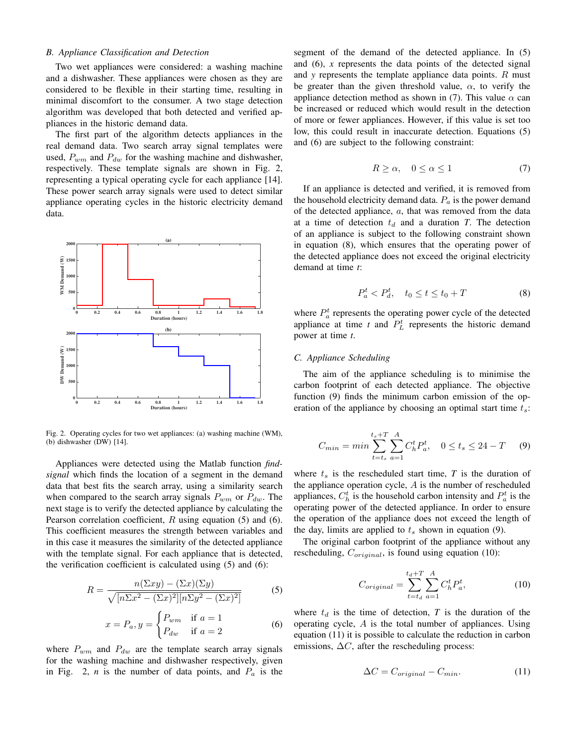### B. Appliance Classification and Detection

Two wet appliances were considered: a washing machine and a dishwasher. These appliances were chosen as they are considered to be flexible in their starting time, resulting in minimal discomfort to the consumer. A two stage detection algorithm was developed that both detected and verified appliances in the historic demand data.

The first part of the algorithm detects appliances in the real demand data. Two search array signal templates were used, $P_{wm}$ and $P_{dw}$ for the washing machine and dishwasher, respectively. These template signals are shown in Fig. 2, representing a typical operating cycle for each appliance [14]. These power search array signals were used to detect similar appliance operating cycles in the historic electricity demand data.

Fig. 2. Operating cycles for two wet appliances: (a) washing machine (WM), (b) dishwasher (DW) [14].

Appliances were detected using the Matlab function *findsignal* which finds the location of a segment in the demand data that best fits the search array, using a similarity search when compared to the search array signals $P_{wm}$ or $P_{dw}$. The next stage is to verify the detected appliance by calculating the Pearson correlation coefficient, $R$ using equation (5) and (6). This coefficient measures the strength between variables and in this case it measures the similarity of the detected appliance with the template signal. For each appliance that is detected, the verification coefficient is calculated using (5) and (6):

$$R = \frac{n(\Sigma xy) - (\Sigma x)(\Sigma y)}{\sqrt{[n\Sigma x^2 - (\Sigma x)^2][n\Sigma y^2 - (\Sigma x)^2]}} \tag{5}$$

$$x = P_a, y = \begin{cases} P_{wm} & \text{if } a = 1 \\ P_{dw} & \text{if } a = 2 \end{cases} \tag{6}$$

where $P_{wm}$ and $P_{dw}$ are the template search array signals for the washing machine and dishwasher respectively, given in Fig. 2, $n$ is the number of data points, and $P_a$ is the segment of the demand of the detected appliance. In (5) and (6), $x$ represents the data points of the detected signal and $y$ represents the template appliance data points. $R$ must be greater than the given threshold value, $\alpha$, to verify the appliance detection method as shown in (7). This value $\alpha$ can be increased or reduced which would result in the detection of more or fewer appliances. However, if this value is set too low, this could result in inaccurate detection. Equations (5) and (6) are subject to the following constraint:

$$R \geq \alpha, \quad 0 \leq \alpha \leq 1 \tag{7}$$

If an appliance is detected and verified, it is removed from the household electricity demand data. $P_a$ is the power demand of the detected appliance, $a$, that was removed from the data at a time of detection $t_d$ and a duration $T$. The detection of an appliance is subject to the following constraint shown in equation (8), which ensures that the operating power of the detected appliance does not exceed the original electricity demand at time $t$:

$$P_a^t < P_d^t, \quad t_0 \leq t \leq t_0 + T \tag{8}$$

where $P_a^t$ represents the operating power cycle of the detected appliance at time $t$ and $P_L^t$ represents the historic demand power at time $t$.

### C. Appliance Scheduling

The aim of the appliance scheduling is to minimise the carbon footprint of each detected appliance. The objective function (9) finds the minimum carbon emission of the operation of the appliance by choosing an optimal start time $t_s$:

$$C_{min} = min \sum_{t=t_s}^{t_s+T} \sum_{a=1}^{A} C_h^t P_a^t, \quad 0 \leq t_s \leq 24 - T \tag{9}$$

where $t_s$ is the rescheduled start time, $T$ is the duration of the appliance operation cycle, $A$ is the number of rescheduled appliances, $C_h^t$ is the household carbon intensity and $P_a^t$ is the operating power of the detected appliance. In order to ensure the operation of the appliance does not exceed the length of the day, limits are applied to $t_s$ shown in equation (9).

The original carbon footprint of the appliance without any rescheduling, $C_{original}$, is found using equation (10):

$$C_{original} = \sum_{t=t_d}^{t_d+T} \sum_{a=1}^{A} C_h^t P_a^t, \tag{10}$$

where $t_d$ is the time of detection, $T$ is the duration of the operating cycle, $A$ is the total number of appliances. Using equation (11) it is possible to calculate the reduction in carbon emissions, $\Delta C$, after the rescheduling process:

$$\Delta C = C_{original} - C_{min}. \tag{11}$$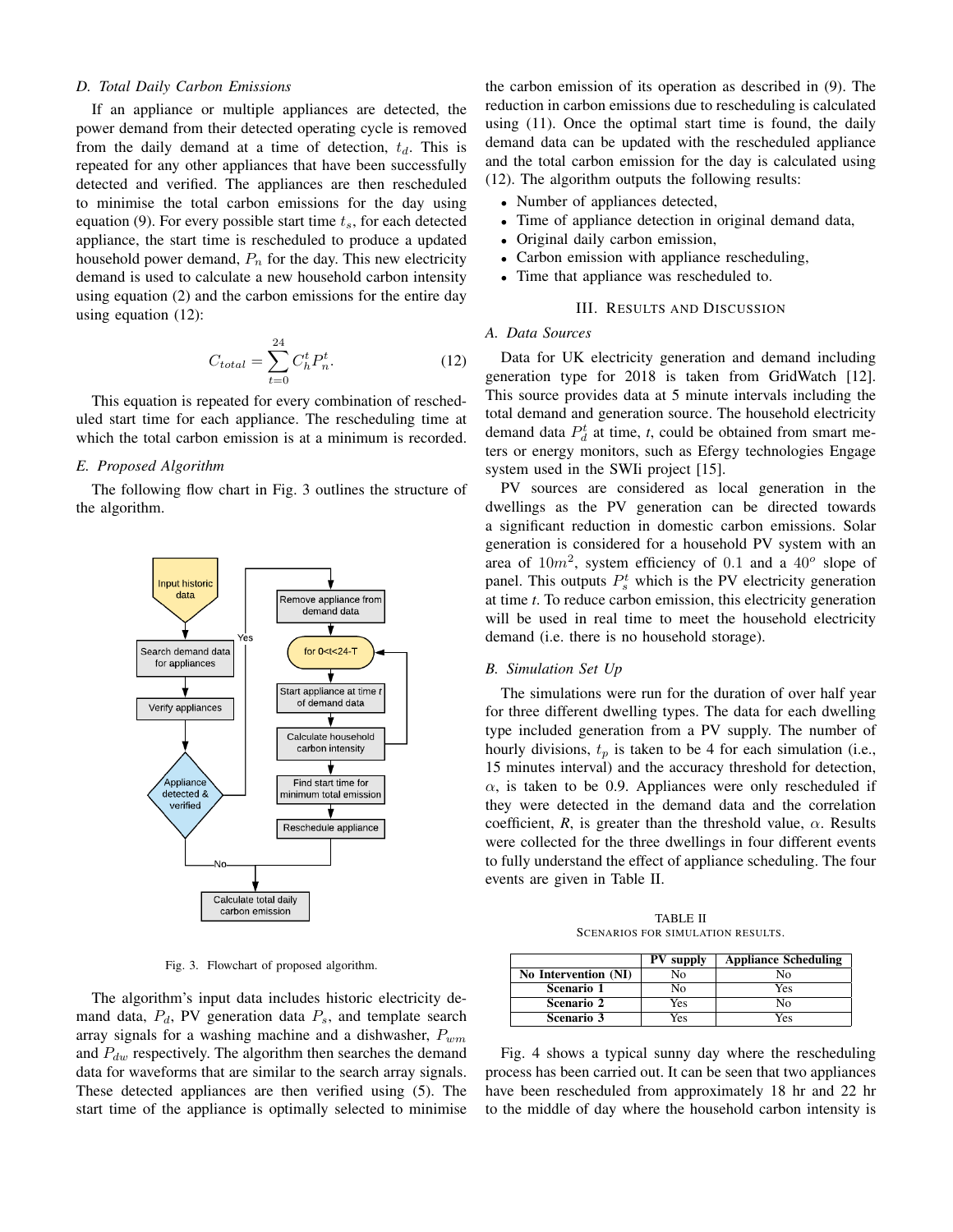### D. Total Daily Carbon Emissions

If an appliance or multiple appliances are detected, the power demand from their detected operating cycle is removed from the daily demand at a time of detection, $t_d$. This is repeated for any other appliances that have been successfully detected and verified. The appliances are then rescheduled to minimise the total carbon emissions for the day using equation (9). For every possible start time $t_s$, for each detected appliance, the start time is rescheduled to produce a updated household power demand, $P_n$ for the day. This new electricity demand is used to calculate a new household carbon intensity using equation (2) and the carbon emissions for the entire day using equation (12):

$$C_{total} = \sum_{t=0}^{24} C_h^t P_n^t. \tag{12}$$

This equation is repeated for every combination of rescheduled start time for each appliance. The rescheduling time at which the total carbon emission is at a minimum is recorded.

### E. Proposed Algorithm

The following flow chart in Fig. 3 outlines the structure of the algorithm.

Fig. 3. Flowchart of proposed algorithm.

The algorithm's input data includes historic electricity demand data, $P_d$, PV generation data $P_s$, and template search array signals for a washing machine and a dishwasher, $P_{wm}$ and $P_{dw}$ respectively. The algorithm then searches the demand data for waveforms that are similar to the search array signals. These detected appliances are then verified using (5). The start time of the appliance is optimally selected to minimise the carbon emission of its operation as described in (9). The reduction in carbon emissions due to rescheduling is calculated using (11). Once the optimal start time is found, the daily demand data can be updated with the rescheduled appliance and the total carbon emission for the day is calculated using (12). The algorithm outputs the following results:

- Number of appliances detected,
- Time of appliance detection in original demand data,
- Original daily carbon emission,
- Carbon emission with appliance rescheduling,
- Time that appliance was rescheduled to.

## III. Results and Discussion

### A. Data Sources

Data for UK electricity generation and demand including generation type for 2018 is taken from GridWatch [12]. This source provides data at 5 minute intervals including the total demand and generation source. The household electricity demand data $P_d^t$ at time, $t$, could be obtained from smart meters or energy monitors, such as Efergy technologies Engage system used in the SWIi project [15].

PV sources are considered as local generation in the dwellings as the PV generation can be directed towards a significant reduction in domestic carbon emissions. Solar generation is considered for a household PV system with an area of $10m^2$, system efficiency of $0.1$ and a $40^o$ slope of panel. This outputs $P_s^t$ which is the PV electricity generation at time $t$. To reduce carbon emission, this electricity generation will be used in real time to meet the household electricity demand (i.e. there is no household storage).

### B. Simulation Set Up

The simulations were run for the duration of over half year for three different dwelling types. The data for each dwelling type included generation from a PV supply. The number of hourly divisions, $t_p$ is taken to be 4 for each simulation (i.e., 15 minutes interval) and the accuracy threshold for detection, $\alpha$, is taken to be 0.9. Appliances were only rescheduled if they were detected in the demand data and the correlation coefficient, $R$, is greater than the threshold value, $\alpha$. Results were collected for the three dwellings in four different events to fully understand the effect of appliance scheduling. The four events are given in Table II.

TABLE II
Scenarios for simulation results.

| | PV supply | Appliance Scheduling |
|---|---|---|
| **No Intervention (NI)** | No | No |
| **Scenario 1** | No | Yes |
| **Scenario 2** | Yes | No |
| **Scenario 3** | Yes | Yes |

Fig. 4 shows a typical sunny day where the rescheduling process has been carried out. It can be seen that two appliances have been rescheduled from approximately 18 hr and 22 hr to the middle of day where the household carbon intensity is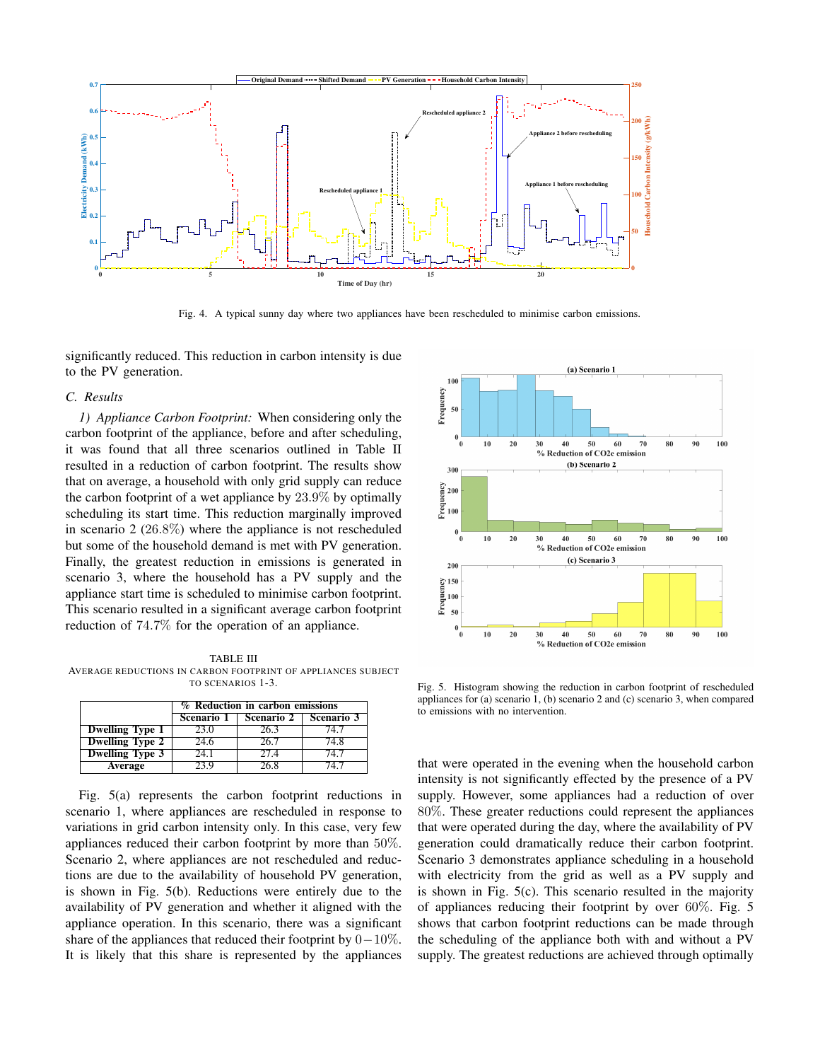Fig. 4. A typical sunny day where two appliances have been rescheduled to minimise carbon emissions.

significantly reduced. This reduction in carbon intensity is due to the PV generation.

### C. Results

*1) Appliance Carbon Footprint:* When considering only the carbon footprint of the appliance, before and after scheduling, it was found that all three scenarios outlined in Table II resulted in a reduction of carbon footprint. The results show that on average, a household with only grid supply can reduce the carbon footprint of a wet appliance by 23.9% by optimally scheduling its start time. This reduction marginally improved in scenario 2 (26.8%) where the appliance is not rescheduled but some of the household demand is met with PV generation. Finally, the greatest reduction in emissions is generated in scenario 3, where the household has a PV supply and the appliance start time is scheduled to minimise carbon footprint. This scenario resulted in a significant average carbon footprint reduction of 74.7% for the operation of an appliance.

TABLE III
AVERAGE REDUCTIONS IN CARBON FOOTPRINT OF APPLIANCES SUBJECT TO SCENARIOS 1-3.

| | % Reduction in carbon emissions | | |
|---|---|---|---|
| | Scenario 1 | Scenario 2 | Scenario 3 |
| **Dwelling Type 1** | 23.0 | 26.3 | 74.7 |
| **Dwelling Type 2** | 24.6 | 26.7 | 74.8 |
| **Dwelling Type 3** | 24.1 | 27.4 | 74.7 |
| **Average** | 23.9 | 26.8 | 74.7 |

Fig. 5(a) represents the carbon footprint reductions in scenario 1, where appliances are rescheduled in response to variations in grid carbon intensity only. In this case, very few appliances reduced their carbon footprint by more than 50%. Scenario 2, where appliances are not rescheduled and reductions are due to the availability of household PV generation, is shown in Fig. 5(b). Reductions were entirely due to the availability of PV generation and whether it aligned with the appliance operation. In this scenario, there was a significant share of the appliances that reduced their footprint by $0-10\%$. It is likely that this share is represented by the appliances that were operated in the evening when the household carbon intensity is not significantly effected by the presence of a PV supply. However, some appliances had a reduction of over 80%. These greater reductions could represent the appliances that were operated during the day, where the availability of PV generation could dramatically reduce their carbon footprint. Scenario 3 demonstrates appliance scheduling in a household with electricity from the grid as well as a PV supply and is shown in Fig. 5(c). This scenario resulted in the majority of appliances reducing their footprint by over 60%. Fig. 5 shows that carbon footprint reductions can be made through the scheduling of the appliance both with and without a PV supply. The greatest reductions are achieved through optimally

Fig. 5. Histogram showing the reduction in carbon footprint of rescheduled appliances for (a) scenario 1, (b) scenario 2 and (c) scenario 3, when compared to emissions with no intervention.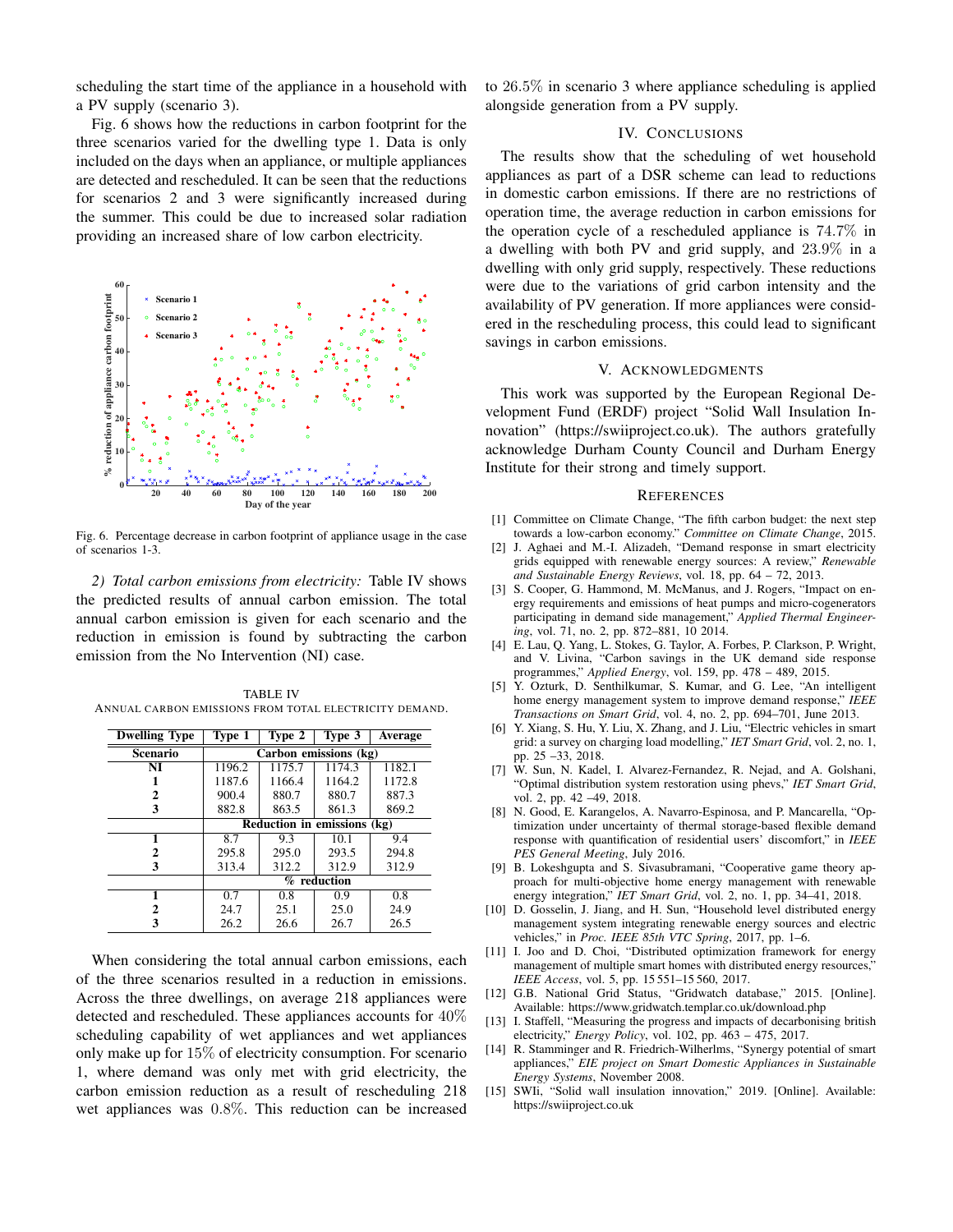scheduling the start time of the appliance in a household with a PV supply (scenario 3).

Fig. 6 shows how the reductions in carbon footprint for the three scenarios varied for the dwelling type 1. Data is only included on the days when an appliance, or multiple appliances are detected and rescheduled. It can be seen that the reductions for scenarios 2 and 3 were significantly increased during the summer. This could be due to increased solar radiation providing an increased share of low carbon electricity.

Scenario 1
Scenario 2
Scenario 3
% reduction of appliance carbon footprint
0
10
20
30
40
50
60
20
40
60
80
100
120
140
160
180
200
Day of the year

Fig. 6. Percentage decrease in carbon footprint of appliance usage in the case of scenarios 1-3.

*2) Total carbon emissions from electricity:* Table IV shows the predicted results of annual carbon emission. The total annual carbon emission is given for each scenario and the reduction in emission is found by subtracting the carbon emission from the No Intervention (NI) case.

TABLE IV
ANNUAL CARBON EMISSIONS FROM TOTAL ELECTRICITY DEMAND.

| Dwelling Type | Type 1 | Type 2 | Type 3 | Average |
|---|---|---|---|---|
| **Scenario** | **Carbon emissions (kg)** | | | |
| **NI** | 1196.2 | 1175.7 | 1174.3 | 1182.1 |
| **1** | 1187.6 | 1166.4 | 1164.2 | 1172.8 |
| **2** | 900.4 | 880.7 | 880.7 | 887.3 |
| **3** | 882.8 | 863.5 | 861.3 | 869.2 |
| | **Reduction in emissions (kg)** | | | |
| **1** | 8.7 | 9.3 | 10.1 | 9.4 |
| **2** | 295.8 | 295.0 | 293.5 | 294.8 |
| **3** | 313.4 | 312.2 | 312.9 | 312.9 |
| | **% reduction** | | | |
| **1** | 0.7 | 0.8 | 0.9 | 0.8 |
| **2** | 24.7 | 25.1 | 25.0 | 24.9 |
| **3** | 26.2 | 26.6 | 26.7 | 26.5 |

When considering the total annual carbon emissions, each of the three scenarios resulted in a reduction in emissions. Across the three dwellings, on average 218 appliances were detected and rescheduled. These appliances accounts for 40% scheduling capability of wet appliances and wet appliances only make up for 15% of electricity consumption. For scenario 1, where demand was only met with grid electricity, the carbon emission reduction as a result of rescheduling 218 wet appliances was 0.8%. This reduction can be increased to 26.5% in scenario 3 where appliance scheduling is applied alongside generation from a PV supply.

## IV. Conclusions

The results show that the scheduling of wet household appliances as part of a DSR scheme can lead to reductions in domestic carbon emissions. If there are no restrictions of operation time, the average reduction in carbon emissions for the operation cycle of a rescheduled appliance is 74.7% in a dwelling with both PV and grid supply, and 23.9% in a dwelling with only grid supply, respectively. These reductions were due to the variations of grid carbon intensity and the availability of PV generation. If more appliances were considered in the rescheduling process, this could lead to significant savings in carbon emissions.

## V. Acknowledgments

This work was supported by the European Regional Development Fund (ERDF) project "Solid Wall Insulation Innovation" (https://swiiproject.co.uk). The authors gratefully acknowledge Durham County Council and Durham Energy Institute for their strong and timely support.

## References

[1] Committee on Climate Change, "The fifth carbon budget: the next step towards a low-carbon economy." *Committee on Climate Change*, 2015.

[2] J. Aghaei and M.-I. Alizadeh, "Demand response in smart electricity grids equipped with renewable energy sources: A review," *Renewable and Sustainable Energy Reviews*, vol. 18, pp. 64 – 72, 2013.

[3] S. Cooper, G. Hammond, M. McManus, and J. Rogers, "Impact on energy requirements and emissions of heat pumps and micro-cogenerators participating in demand side management," *Applied Thermal Engineering*, vol. 71, no. 2, pp. 872–881, 10 2014.

[4] E. Lau, Q. Yang, L. Stokes, G. Taylor, A. Forbes, P. Clarkson, P. Wright, and V. Livina, "Carbon savings in the UK demand side response programmes," *Applied Energy*, vol. 159, pp. 478 – 489, 2015.

[5] Y. Ozturk, D. Senthilkumar, S. Kumar, and G. Lee, "An intelligent home energy management system to improve demand response," *IEEE Transactions on Smart Grid*, vol. 4, no. 2, pp. 694–701, June 2013.

[6] Y. Xiang, S. Hu, Y. Liu, X. Zhang, and J. Liu, "Electric vehicles in smart grid: a survey on charging load modelling," *IET Smart Grid*, vol. 2, no. 1, pp. 25 –33, 2018.

[7] W. Sun, N. Kadel, I. Alvarez-Fernandez, R. Nejad, and A. Golshani, "Optimal distribution system restoration using phevs," *IET Smart Grid*, vol. 2, pp. 42 –49, 2018.

[8] N. Good, E. Karangelos, A. Navarro-Espinosa, and P. Mancarella, "Optimization under uncertainty of thermal storage-based flexible demand response with quantification of residential users' discomfort," in *IEEE PES General Meeting*, July 2016.

[9] B. Lokeshgupta and S. Sivasubramani, "Cooperative game theory approach for multi-objective home energy management with renewable energy integration," *IET Smart Grid*, vol. 2, no. 1, pp. 34–41, 2018.

[10] D. Gosselin, J. Jiang, and H. Sun, "Household level distributed energy management system integrating renewable energy sources and electric vehicles," in *Proc. IEEE 85th VTC Spring*, 2017, pp. 1–6.

[11] I. Joo and D. Choi, "Distributed optimization framework for energy management of multiple smart homes with distributed energy resources," *IEEE Access*, vol. 5, pp. 15 551–15 560, 2017.

[12] G.B. National Grid Status, "Gridwatch database," 2015. [Online]. Available: https://www.gridwatch.templar.co.uk/download.php

[13] I. Staffell, "Measuring the progress and impacts of decarbonising british electricity," *Energy Policy*, vol. 102, pp. 463 – 475, 2017.

[14] R. Stamminger and R. Friedrich-Wilherlms, "Synergy potential of smart appliances," *EIE project on Smart Domestic Appliances in Sustainable Energy Systems*, November 2008.

[15] SWIi, "Solid wall insulation innovation," 2019. [Online]. Available: https://swiiproject.co.uk